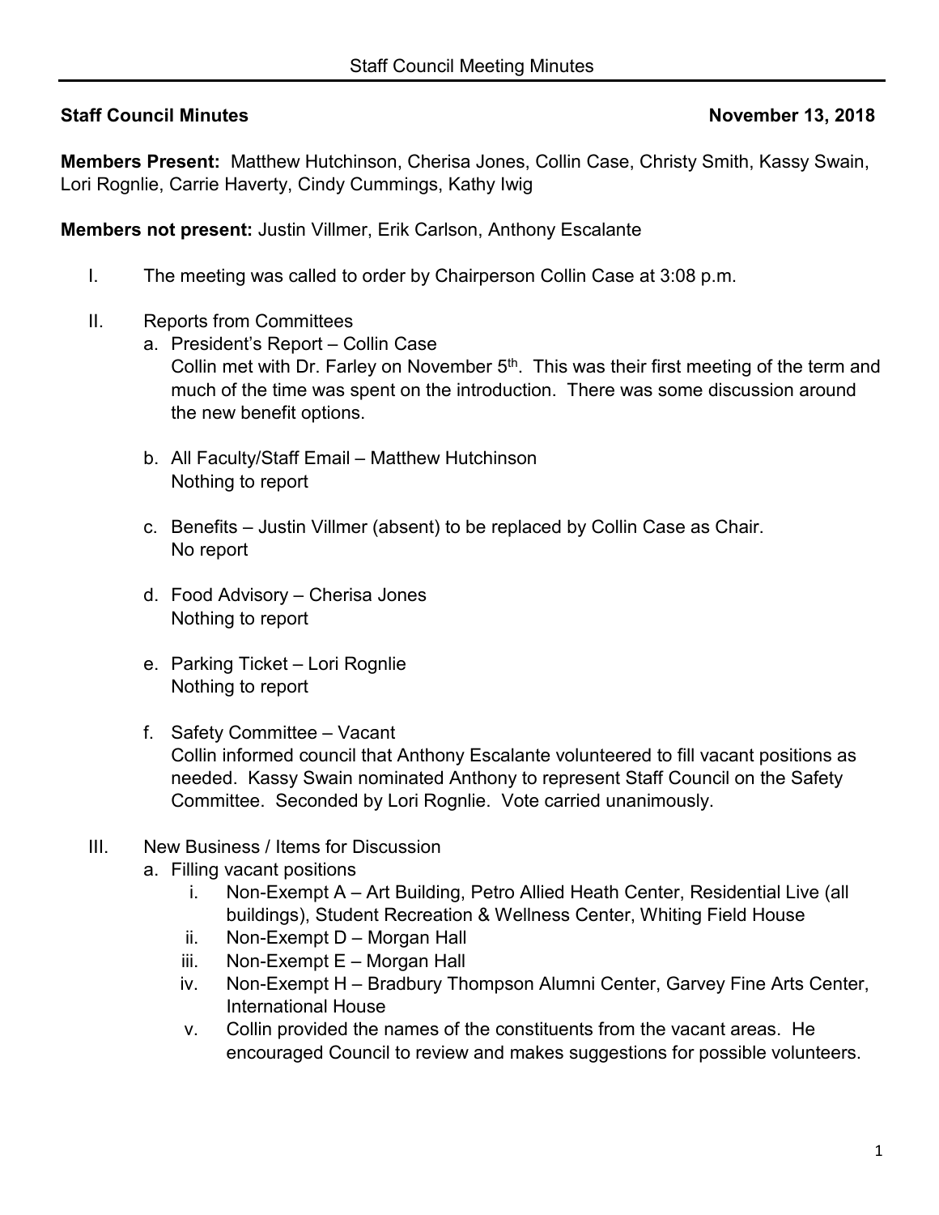**Staff Council Minutes** **November 13, 2018**

**Members Present:** Matthew Hutchinson, Cherisa Jones, Collin Case, Christy Smith, Kassy Swain, Lori Rognlie, Carrie Haverty, Cindy Cummings, Kathy Iwig

**Members not present:** Justin Villmer, Erik Carlson, Anthony Escalante

I. The meeting was called to order by Chairperson Collin Case at 3:08 p.m.

II. Reports from Committees

a. President's Report – Collin Case
   Collin met with Dr. Farley on November 5th. This was their first meeting of the term and much of the time was spent on the introduction. There was some discussion around the new benefit options.

b. All Faculty/Staff Email – Matthew Hutchinson
   Nothing to report

c. Benefits – Justin Villmer (absent) to be replaced by Collin Case as Chair.
   No report

d. Food Advisory – Cherisa Jones
   Nothing to report

e. Parking Ticket – Lori Rognlie
   Nothing to report

f. Safety Committee – Vacant
   Collin informed council that Anthony Escalante volunteered to fill vacant positions as needed. Kassy Swain nominated Anthony to represent Staff Council on the Safety Committee. Seconded by Lori Rognlie. Vote carried unanimously.

III. New Business / Items for Discussion

a. Filling vacant positions
   i. Non-Exempt A – Art Building, Petro Allied Heath Center, Residential Live (all buildings), Student Recreation & Wellness Center, Whiting Field House
   ii. Non-Exempt D – Morgan Hall
   iii. Non-Exempt E – Morgan Hall
   iv. Non-Exempt H – Bradbury Thompson Alumni Center, Garvey Fine Arts Center, International House
   v. Collin provided the names of the constituents from the vacant areas. He encouraged Council to review and makes suggestions for possible volunteers.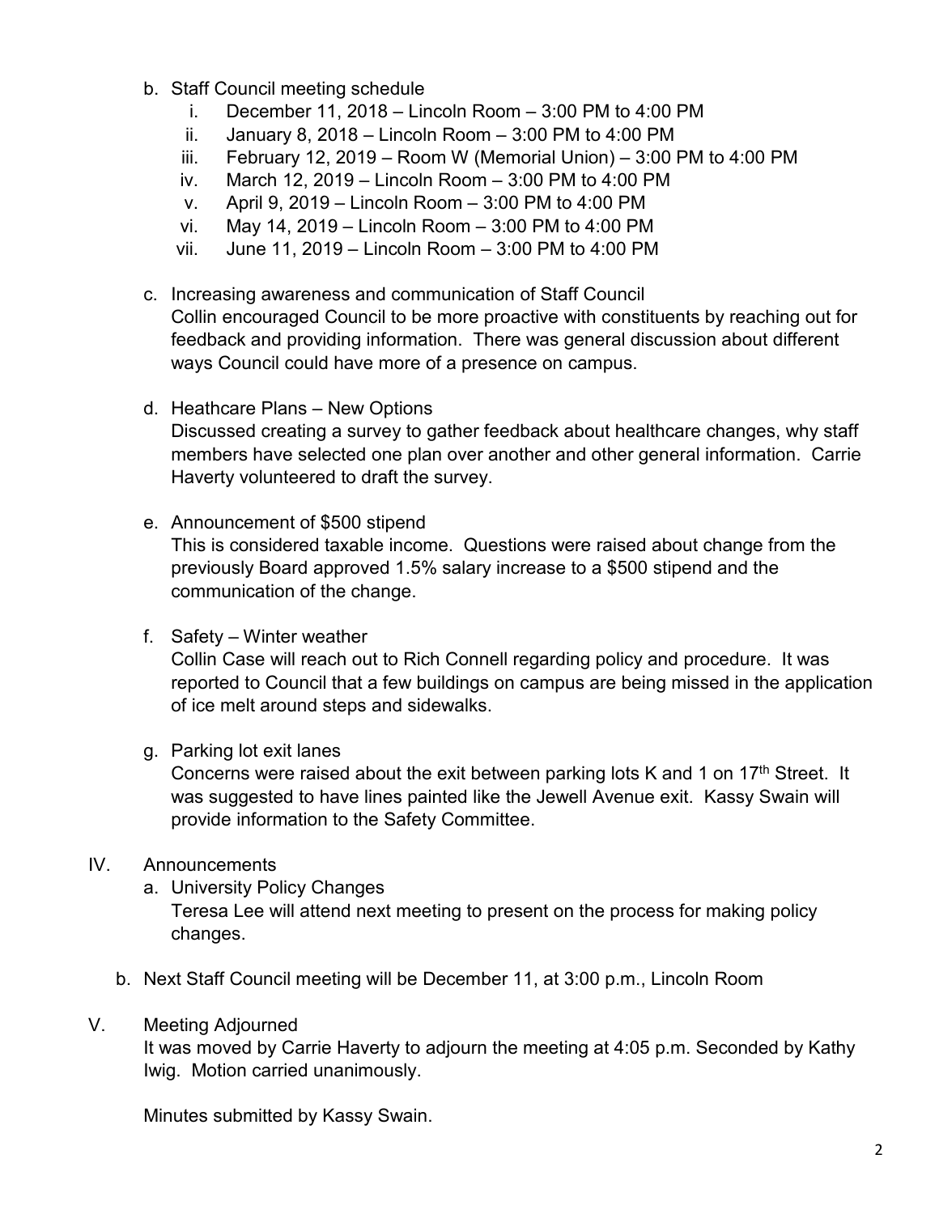b. Staff Council meeting schedule
   i. December 11, 2018 – Lincoln Room – 3:00 PM to 4:00 PM
   ii. January 8, 2018 – Lincoln Room – 3:00 PM to 4:00 PM
   iii. February 12, 2019 – Room W (Memorial Union) – 3:00 PM to 4:00 PM
   iv. March 12, 2019 – Lincoln Room – 3:00 PM to 4:00 PM
   v. April 9, 2019 – Lincoln Room – 3:00 PM to 4:00 PM
   vi. May 14, 2019 – Lincoln Room – 3:00 PM to 4:00 PM
   vii. June 11, 2019 – Lincoln Room – 3:00 PM to 4:00 PM

c. Increasing awareness and communication of Staff Council
   Collin encouraged Council to be more proactive with constituents by reaching out for feedback and providing information. There was general discussion about different ways Council could have more of a presence on campus.

d. Heathcare Plans – New Options
   Discussed creating a survey to gather feedback about healthcare changes, why staff members have selected one plan over another and other general information. Carrie Haverty volunteered to draft the survey.

e. Announcement of $500 stipend
   This is considered taxable income. Questions were raised about change from the previously Board approved 1.5% salary increase to a $500 stipend and the communication of the change.

f. Safety – Winter weather
   Collin Case will reach out to Rich Connell regarding policy and procedure. It was reported to Council that a few buildings on campus are being missed in the application of ice melt around steps and sidewalks.

g. Parking lot exit lanes
   Concerns were raised about the exit between parking lots K and 1 on 17th Street. It was suggested to have lines painted like the Jewell Avenue exit. Kassy Swain will provide information to the Safety Committee.

IV. Announcements

a. University Policy Changes
   Teresa Lee will attend next meeting to present on the process for making policy changes.

b. Next Staff Council meeting will be December 11, at 3:00 p.m., Lincoln Room

V. Meeting Adjourned

It was moved by Carrie Haverty to adjourn the meeting at 4:05 p.m. Seconded by Kathy Iwig. Motion carried unanimously.

Minutes submitted by Kassy Swain.